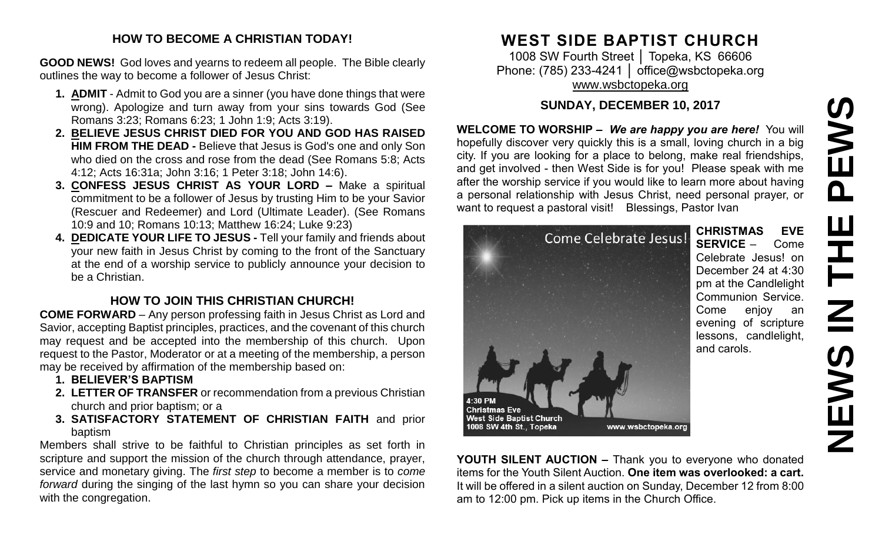## HOW TO BECOME A CHRISTIAN TODAY!

**GOOD NEWS!** God loves and yearns to redeem all people. The Bible clearly outlines the way to become a follower of Jesus Christ:

1. **ADMIT** - Admit to God you are a sinner (you have done things that were wrong). Apologize and turn away from your sins towards God (See Romans 3:23; Romans 6:23; 1 John 1:9; Acts 3:19).
2. **BELIEVE JESUS CHRIST DIED FOR YOU AND GOD HAS RAISED HIM FROM THE DEAD -** Believe that Jesus is God's one and only Son who died on the cross and rose from the dead (See Romans 5:8; Acts 4:12; Acts 16:31a; John 3:16; 1 Peter 3:18; John 14:6).
3. **CONFESS JESUS CHRIST AS YOUR LORD –** Make a spiritual commitment to be a follower of Jesus by trusting Him to be your Savior (Rescuer and Redeemer) and Lord (Ultimate Leader). (See Romans 10:9 and 10; Romans 10:13; Matthew 16:24; Luke 9:23)
4. **DEDICATE YOUR LIFE TO JESUS -** Tell your family and friends about your new faith in Jesus Christ by coming to the front of the Sanctuary at the end of a worship service to publicly announce your decision to be a Christian.

## HOW TO JOIN THIS CHRISTIAN CHURCH!

**COME FORWARD** – Any person professing faith in Jesus Christ as Lord and Savior, accepting Baptist principles, practices, and the covenant of this church may request and be accepted into the membership of this church. Upon request to the Pastor, Moderator or at a meeting of the membership, a person may be received by affirmation of the membership based on:

1. **BELIEVER'S BAPTISM**
2. **LETTER OF TRANSFER** or recommendation from a previous Christian church and prior baptism; or a
3. **SATISFACTORY STATEMENT OF CHRISTIAN FAITH** and prior baptism

Members shall strive to be faithful to Christian principles as set forth in scripture and support the mission of the church through attendance, prayer, service and monetary giving. The *first step* to become a member is to *come forward* during the singing of the last hymn so you can share your decision with the congregation.

# WEST SIDE BAPTIST CHURCH

1008 SW Fourth Street │ Topeka, KS 66606
Phone: (785) 233-4241 │ office@wsbctopeka.org
www.wsbctopeka.org

### SUNDAY, DECEMBER 10, 2017

**WELCOME TO WORSHIP –** ***We are happy you are here!*** You will hopefully discover very quickly this is a small, loving church in a big city. If you are looking for a place to belong, make real friendships, and get involved - then West Side is for you! Please speak with me after the worship service if you would like to learn more about having a personal relationship with Jesus Christ, need personal prayer, or want to request a pastoral visit! Blessings, Pastor Ivan

Come Celebrate Jesus!

4:30 PM
Christmas Eve
West Side Baptist Church
1008 SW 4th St., Topeka
www.wsbctopeka.org

**CHRISTMAS EVE SERVICE** – Come Celebrate Jesus! on December 24 at 4:30 pm at the Candlelight Communion Service. Come enjoy an evening of scripture lessons, candlelight, and carols.

**YOUTH SILENT AUCTION –** Thank you to everyone who donated items for the Youth Silent Auction. **One item was overlooked: a cart.** It will be offered in a silent auction on Sunday, December 12 from 8:00 am to 12:00 pm. Pick up items in the Church Office.

# NEWS IN THE PEWS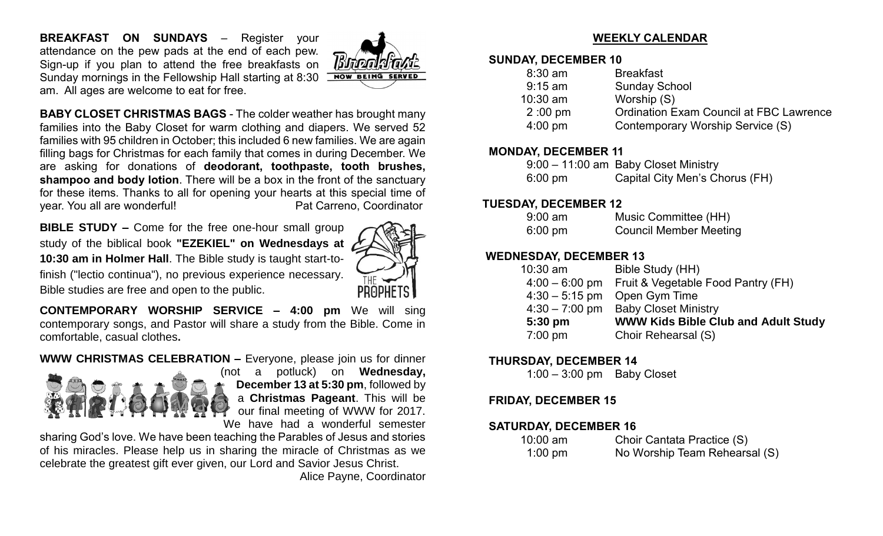**BREAKFAST ON SUNDAYS** – Register your attendance on the pew pads at the end of each pew. Sign-up if you plan to attend the free breakfasts on Sunday mornings in the Fellowship Hall starting at 8:30 am. All ages are welcome to eat for free.

**BABY CLOSET CHRISTMAS BAGS** - The colder weather has brought many families into the Baby Closet for warm clothing and diapers. We served 52 families with 95 children in October; this included 6 new families. We are again filling bags for Christmas for each family that comes in during December. We are asking for donations of **deodorant, toothpaste, tooth brushes, shampoo and body lotion**. There will be a box in the front of the sanctuary for these items. Thanks to all for opening your hearts at this special time of year. You all are wonderful! Pat Carreno, Coordinator

**BIBLE STUDY –** Come for the free one-hour small group study of the biblical book **"EZEKIEL" on Wednesdays at 10:30 am in Holmer Hall**. The Bible study is taught start-to-finish ("lectio continua"), no previous experience necessary. Bible studies are free and open to the public.

**CONTEMPORARY WORSHIP SERVICE – 4:00 pm** We will sing contemporary songs, and Pastor will share a study from the Bible. Come in comfortable, casual clothes**.**

**WWW CHRISTMAS CELEBRATION –** Everyone, please join us for dinner (not a potluck) on **Wednesday, December 13 at 5:30 pm**, followed by a **Christmas Pageant**. This will be our final meeting of WWW for 2017. We have had a wonderful semester sharing God's love. We have been teaching the Parables of Jesus and stories of his miracles. Please help us in sharing the miracle of Christmas as we celebrate the greatest gift ever given, our Lord and Savior Jesus Christ.

Alice Payne, Coordinator

## WEEKLY CALENDAR

**SUNDAY, DECEMBER 10**

| | |
|---|---|
| 8:30 am | Breakfast |
| 9:15 am | Sunday School |
| 10:30 am | Worship (S) |
| 2 :00 pm | Ordination Exam Council at FBC Lawrence |
| 4:00 pm | Contemporary Worship Service (S) |

**MONDAY, DECEMBER 11**

| | |
|---|---|
| 9:00 – 11:00 am | Baby Closet Ministry |
| 6:00 pm | Capital City Men's Chorus (FH) |

**TUESDAY, DECEMBER 12**

| | |
|---|---|
| 9:00 am | Music Committee (HH) |
| 6:00 pm | Council Member Meeting |

**WEDNESDAY, DECEMBER 13**

| | |
|---|---|
| 10:30 am | Bible Study (HH) |
| 4:00 – 6:00 pm | Fruit & Vegetable Food Pantry (FH) |
| 4:30 – 5:15 pm | Open Gym Time |
| 4:30 – 7:00 pm | Baby Closet Ministry |
| **5:30 pm** | **WWW Kids Bible Club and Adult Study** |
| 7:00 pm | Choir Rehearsal (S) |

**THURSDAY, DECEMBER 14**

| | |
|---|---|
| 1:00 – 3:00 pm | Baby Closet |

**FRIDAY, DECEMBER 15**

**SATURDAY, DECEMBER 16**

| | |
|---|---|
| 10:00 am | Choir Cantata Practice (S) |
| 1:00 pm | No Worship Team Rehearsal (S) |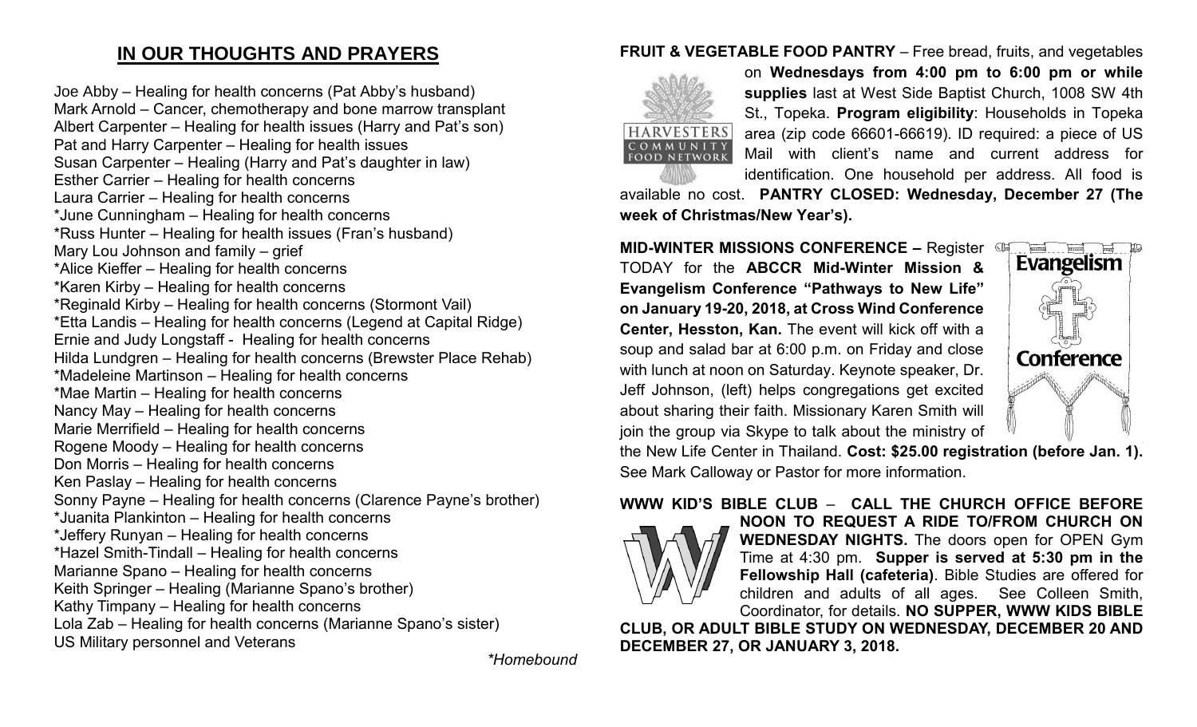## IN OUR THOUGHTS AND PRAYERS

Joe Abby – Healing for health concerns (Pat Abby's husband)
Mark Arnold – Cancer, chemotherapy and bone marrow transplant
Albert Carpenter – Healing for health issues (Harry and Pat's son)
Pat and Harry Carpenter – Healing for health issues
Susan Carpenter – Healing (Harry and Pat's daughter in law)
Esther Carrier – Healing for health concerns
Laura Carrier – Healing for health concerns
*June Cunningham – Healing for health concerns
*Russ Hunter – Healing for health issues (Fran's husband)
Mary Lou Johnson and family – grief
*Alice Kieffer – Healing for health concerns
*Karen Kirby – Healing for health concerns
*Reginald Kirby – Healing for health concerns (Stormont Vail)
*Etta Landis – Healing for health concerns (Legend at Capital Ridge)
Ernie and Judy Longstaff - Healing for health concerns
Hilda Lundgren – Healing for health concerns (Brewster Place Rehab)
*Madeleine Martinson – Healing for health concerns
*Mae Martin – Healing for health concerns
Nancy May – Healing for health concerns
Marie Merrifield – Healing for health concerns
Rogene Moody – Healing for health concerns
Don Morris – Healing for health concerns
Ken Paslay – Healing for health concerns
Sonny Payne – Healing for health concerns (Clarence Payne's brother)
*Juanita Plankinton – Healing for health concerns
*Jeffery Runyan – Healing for health concerns
*Hazel Smith-Tindall – Healing for health concerns
Marianne Spano – Healing for health concerns
Keith Springer – Healing (Marianne Spano's brother)
Kathy Timpany – Healing for health concerns
Lola Zab – Healing for health concerns (Marianne Spano's sister)
US Military personnel and Veterans

*\*Homebound*

**FRUIT & VEGETABLE FOOD PANTRY** – Free bread, fruits, and vegetables on **Wednesdays from 4:00 pm to 6:00 pm or while supplies** last at West Side Baptist Church, 1008 SW 4th St., Topeka. **Program eligibility**: Households in Topeka area (zip code 66601-66619). ID required: a piece of US Mail with client's name and current address for identification. One household per address. All food is available no cost. **PANTRY CLOSED: Wednesday, December 27 (The week of Christmas/New Year's).**

**MID-WINTER MISSIONS CONFERENCE –** Register TODAY for the **ABCCR Mid-Winter Mission & Evangelism Conference "Pathways to New Life" on January 19-20, 2018, at Cross Wind Conference Center, Hesston, Kan.** The event will kick off with a soup and salad bar at 6:00 p.m. on Friday and close with lunch at noon on Saturday. Keynote speaker, Dr. Jeff Johnson, (left) helps congregations get excited about sharing their faith. Missionary Karen Smith will join the group via Skype to talk about the ministry of the New Life Center in Thailand. **Cost: $25.00 registration (before Jan. 1).** See Mark Calloway or Pastor for more information.

**WWW KID'S BIBLE CLUB – CALL THE CHURCH OFFICE BEFORE NOON TO REQUEST A RIDE TO/FROM CHURCH ON WEDNESDAY NIGHTS.** The doors open for OPEN Gym Time at 4:30 pm. **Supper is served at 5:30 pm in the Fellowship Hall (cafeteria)**. Bible Studies are offered for children and adults of all ages. See Colleen Smith, Coordinator, for details. **NO SUPPER, WWW KIDS BIBLE CLUB, OR ADULT BIBLE STUDY ON WEDNESDAY, DECEMBER 20 AND DECEMBER 27, OR JANUARY 3, 2018.**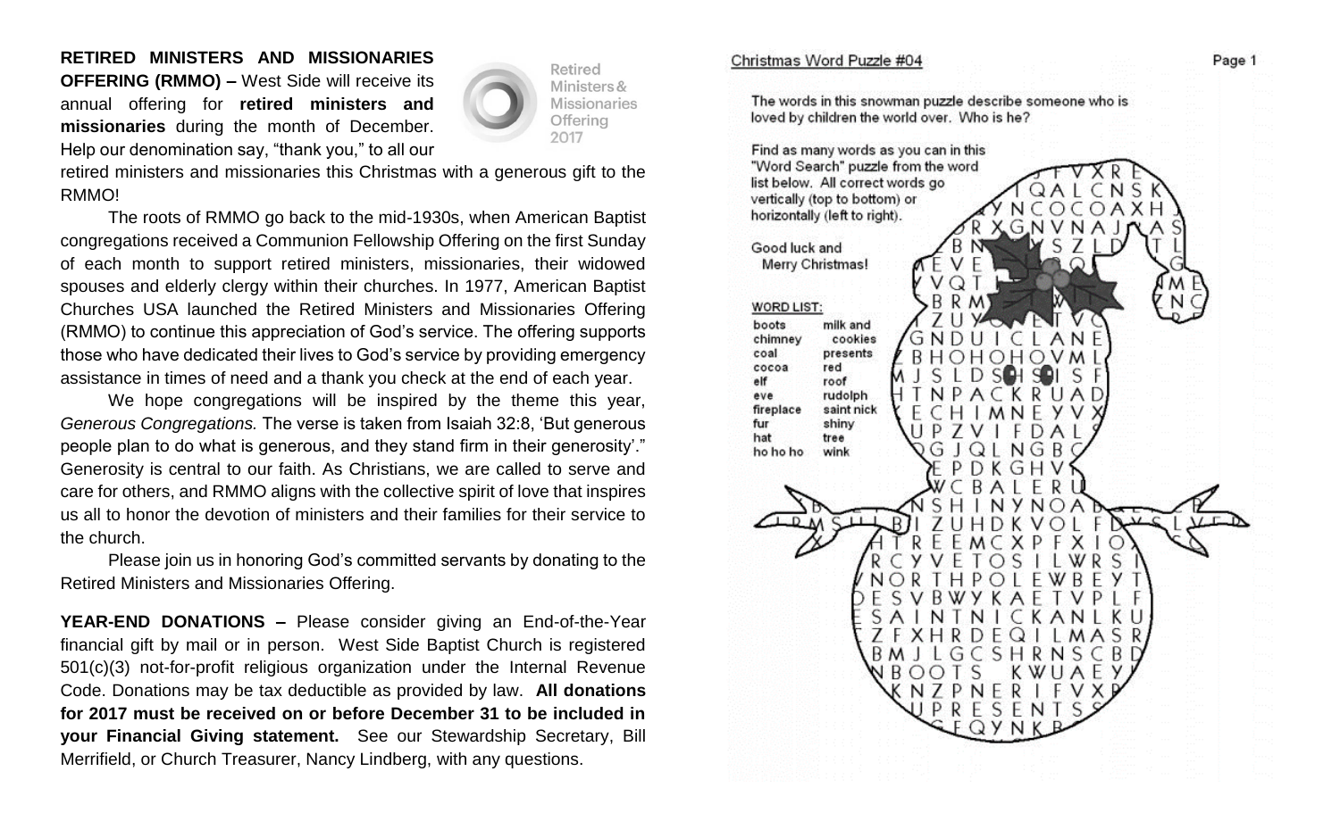**RETIRED MINISTERS AND MISSIONARIES OFFERING (RMMO) –** West Side will receive its annual offering for **retired ministers and missionaries** during the month of December. Help our denomination say, "thank you," to all our retired ministers and missionaries this Christmas with a generous gift to the RMMO!

Retired Ministers & Missionaries Offering 2017

The roots of RMMO go back to the mid-1930s, when American Baptist congregations received a Communion Fellowship Offering on the first Sunday of each month to support retired ministers, missionaries, their widowed spouses and elderly clergy within their churches. In 1977, American Baptist Churches USA launched the Retired Ministers and Missionaries Offering (RMMO) to continue this appreciation of God's service. The offering supports those who have dedicated their lives to God's service by providing emergency assistance in times of need and a thank you check at the end of each year.

We hope congregations will be inspired by the theme this year, *Generous Congregations.* The verse is taken from Isaiah 32:8, 'But generous people plan to do what is generous, and they stand firm in their generosity'." Generosity is central to our faith. As Christians, we are called to serve and care for others, and RMMO aligns with the collective spirit of love that inspires us all to honor the devotion of ministers and their families for their service to the church.

Please join us in honoring God's committed servants by donating to the Retired Ministers and Missionaries Offering.

**YEAR-END DONATIONS –** Please consider giving an End-of-the-Year financial gift by mail or in person. West Side Baptist Church is registered 501(c)(3) not-for-profit religious organization under the Internal Revenue Code. Donations may be tax deductible as provided by law. **All donations for 2017 must be received on or before December 31 to be included in your Financial Giving statement.** See our Stewardship Secretary, Bill Merrifield, or Church Treasurer, Nancy Lindberg, with any questions.

Christmas Word Puzzle #04

The words in this snowman puzzle describe someone who is loved by children the world over. Who is he?

Find as many words as you can in this "Word Search" puzzle from the word list below. All correct words go vertically (top to bottom) or horizontally (left to right).

Good luck and Merry Christmas!

WORD LIST:

- boots
- chimney
- coal
- cocoa
- elf
- eve
- fireplace
- fur
- hat
- ho ho ho
- milk and cookies
- presents
- red
- roof
- rudolph
- saint nick
- shiny
- tree
- wink